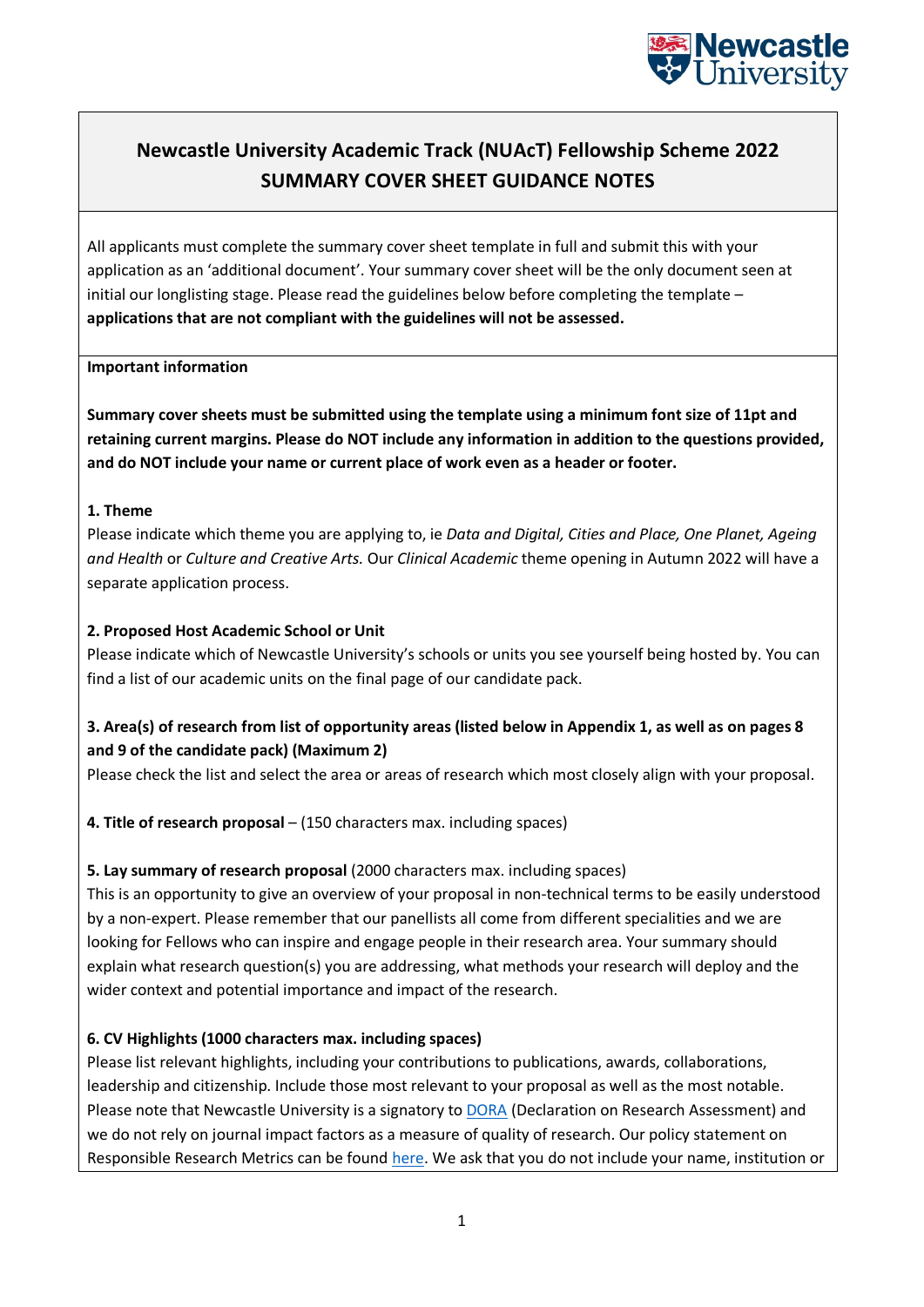# Newcastle University Academic Track (NUAcT) Fellowship Scheme 2022
## SUMMARY COVER SHEET GUIDANCE NOTES

All applicants must complete the summary cover sheet template in full and submit this with your application as an 'additional document'. Your summary cover sheet will be the only document seen at initial our longlisting stage. Please read the guidelines below before completing the template – **applications that are not compliant with the guidelines will not be assessed.**

**Important information**

**Summary cover sheets must be submitted using the template using a minimum font size of 11pt and retaining current margins. Please do NOT include any information in addition to the questions provided, and do NOT include your name or current place of work even as a header or footer.**

**1. Theme**
Please indicate which theme you are applying to, ie *Data and Digital, Cities and Place, One Planet, Ageing and Health* or *Culture and Creative Arts.* Our *Clinical Academic* theme opening in Autumn 2022 will have a separate application process.

**2. Proposed Host Academic School or Unit**
Please indicate which of Newcastle University's schools or units you see yourself being hosted by. You can find a list of our academic units on the final page of our candidate pack.

**3. Area(s) of research from list of opportunity areas (listed below in Appendix 1, as well as on pages 8 and 9 of the candidate pack) (Maximum 2)**
Please check the list and select the area or areas of research which most closely align with your proposal.

**4. Title of research proposal** – (150 characters max. including spaces)

**5. Lay summary of research proposal** (2000 characters max. including spaces)
This is an opportunity to give an overview of your proposal in non-technical terms to be easily understood by a non-expert. Please remember that our panellists all come from different specialities and we are looking for Fellows who can inspire and engage people in their research area. Your summary should explain what research question(s) you are addressing, what methods your research will deploy and the wider context and potential importance and impact of the research.

**6. CV Highlights (1000 characters max. including spaces)**
Please list relevant highlights, including your contributions to publications, awards, collaborations, leadership and citizenship. Include those most relevant to your proposal as well as the most notable. Please note that Newcastle University is a signatory to DORA (Declaration on Research Assessment) and we do not rely on journal impact factors as a measure of quality of research. Our policy statement on Responsible Research Metrics can be found here. We ask that you do not include your name, institution or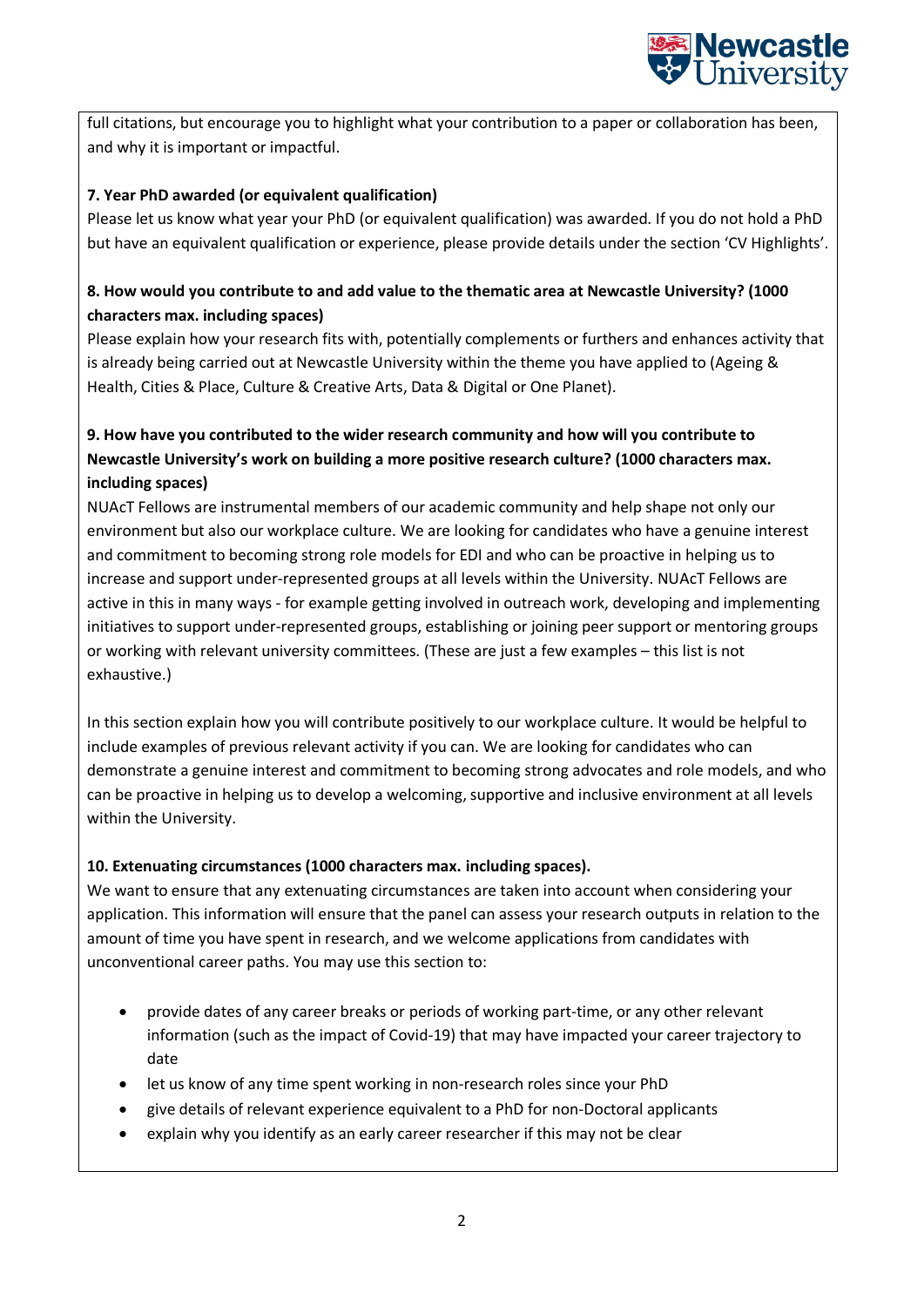full citations, but encourage you to highlight what your contribution to a paper or collaboration has been, and why it is important or impactful.

**7. Year PhD awarded (or equivalent qualification)**

Please let us know what year your PhD (or equivalent qualification) was awarded. If you do not hold a PhD but have an equivalent qualification or experience, please provide details under the section 'CV Highlights'.

**8. How would you contribute to and add value to the thematic area at Newcastle University? (1000 characters max. including spaces)**

Please explain how your research fits with, potentially complements or furthers and enhances activity that is already being carried out at Newcastle University within the theme you have applied to (Ageing & Health, Cities & Place, Culture & Creative Arts, Data & Digital or One Planet).

**9. How have you contributed to the wider research community and how will you contribute to Newcastle University's work on building a more positive research culture? (1000 characters max. including spaces)**

NUAcT Fellows are instrumental members of our academic community and help shape not only our environment but also our workplace culture. We are looking for candidates who have a genuine interest and commitment to becoming strong role models for EDI and who can be proactive in helping us to increase and support under-represented groups at all levels within the University. NUAcT Fellows are active in this in many ways - for example getting involved in outreach work, developing and implementing initiatives to support under-represented groups, establishing or joining peer support or mentoring groups or working with relevant university committees. (These are just a few examples – this list is not exhaustive.)

In this section explain how you will contribute positively to our workplace culture. It would be helpful to include examples of previous relevant activity if you can. We are looking for candidates who can demonstrate a genuine interest and commitment to becoming strong advocates and role models, and who can be proactive in helping us to develop a welcoming, supportive and inclusive environment at all levels within the University.

**10. Extenuating circumstances (1000 characters max. including spaces).**

We want to ensure that any extenuating circumstances are taken into account when considering your application. This information will ensure that the panel can assess your research outputs in relation to the amount of time you have spent in research, and we welcome applications from candidates with unconventional career paths. You may use this section to:

- provide dates of any career breaks or periods of working part-time, or any other relevant information (such as the impact of Covid-19) that may have impacted your career trajectory to date
- let us know of any time spent working in non-research roles since your PhD
- give details of relevant experience equivalent to a PhD for non-Doctoral applicants
- explain why you identify as an early career researcher if this may not be clear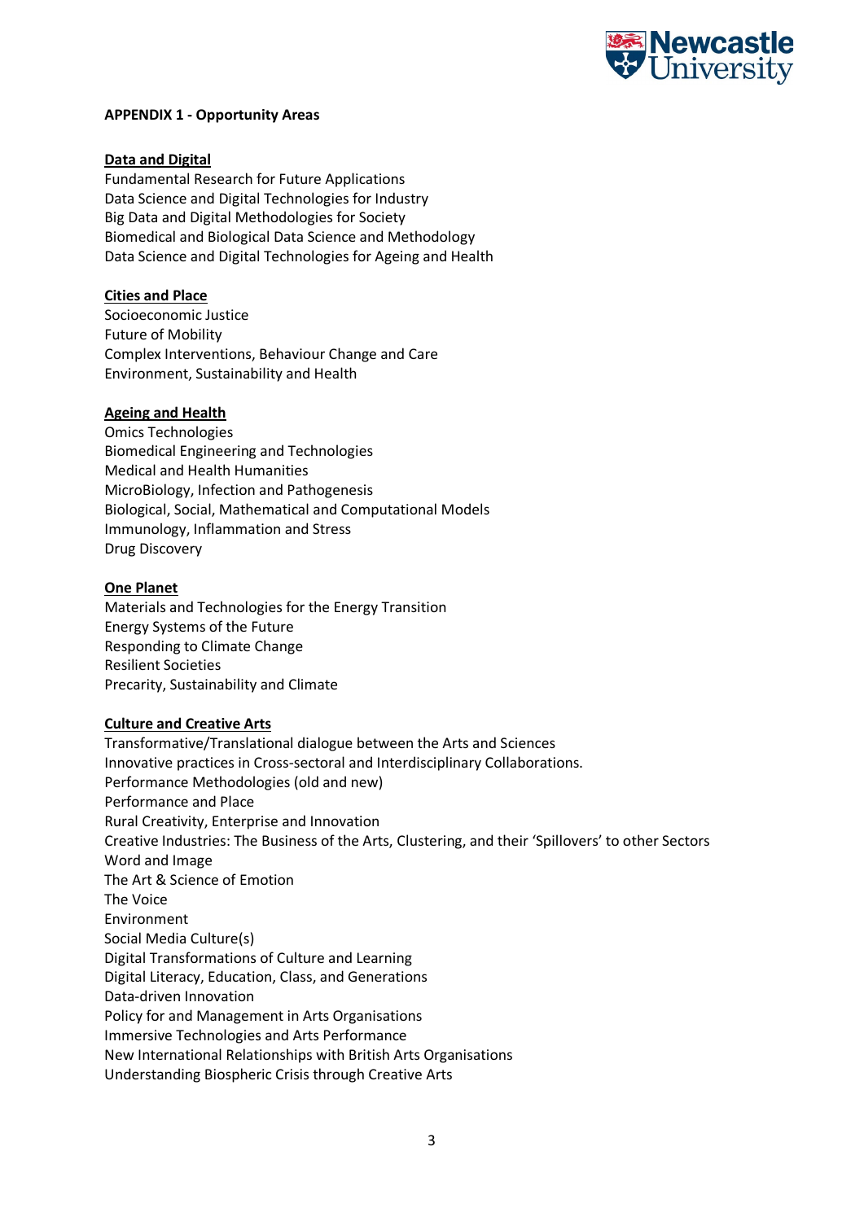**APPENDIX 1 - Opportunity Areas**

**Data and Digital**

Fundamental Research for Future Applications
Data Science and Digital Technologies for Industry
Big Data and Digital Methodologies for Society
Biomedical and Biological Data Science and Methodology
Data Science and Digital Technologies for Ageing and Health

**Cities and Place**

Socioeconomic Justice
Future of Mobility
Complex Interventions, Behaviour Change and Care
Environment, Sustainability and Health

**Ageing and Health**

Omics Technologies
Biomedical Engineering and Technologies
Medical and Health Humanities
MicroBiology, Infection and Pathogenesis
Biological, Social, Mathematical and Computational Models
Immunology, Inflammation and Stress
Drug Discovery

**One Planet**

Materials and Technologies for the Energy Transition
Energy Systems of the Future
Responding to Climate Change
Resilient Societies
Precarity, Sustainability and Climate

**Culture and Creative Arts**

Transformative/Translational dialogue between the Arts and Sciences
Innovative practices in Cross-sectoral and Interdisciplinary Collaborations.
Performance Methodologies (old and new)
Performance and Place
Rural Creativity, Enterprise and Innovation
Creative Industries: The Business of the Arts, Clustering, and their 'Spillovers' to other Sectors
Word and Image
The Art & Science of Emotion
The Voice
Environment
Social Media Culture(s)
Digital Transformations of Culture and Learning
Digital Literacy, Education, Class, and Generations
Data-driven Innovation
Policy for and Management in Arts Organisations
Immersive Technologies and Arts Performance
New International Relationships with British Arts Organisations
Understanding Biospheric Crisis through Creative Arts